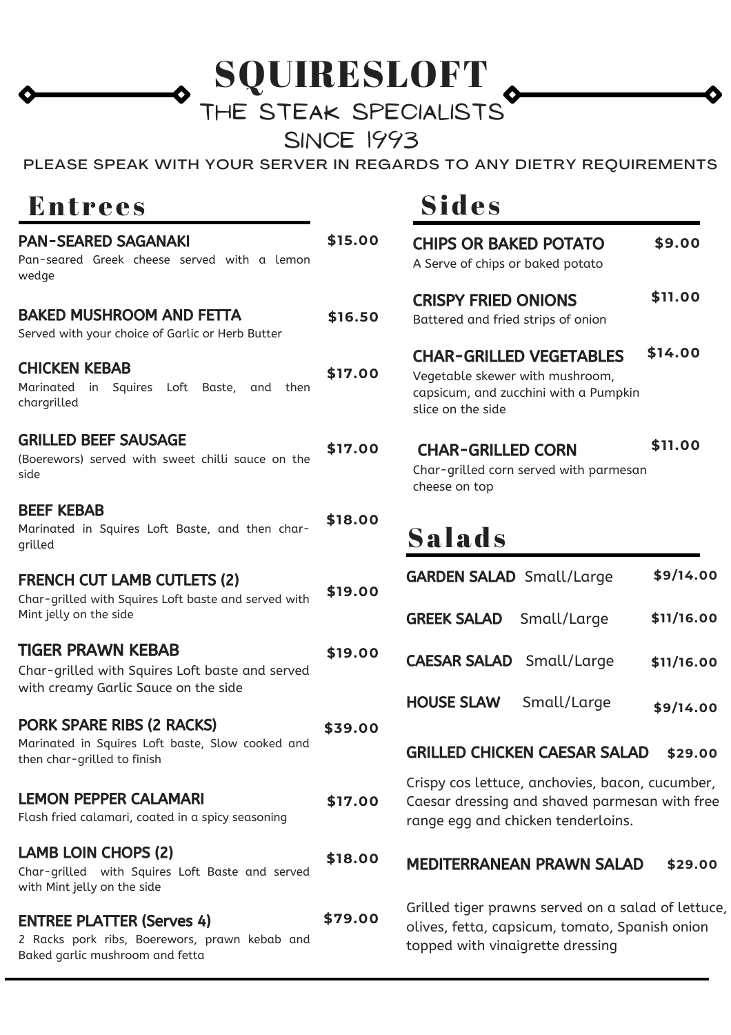# SQUIRESLOFT

THE STEAK SPECIALISTS

SINCE 1993

PLEASE SPEAK WITH YOUR SERVER IN REGARDS TO ANY DIETRY REQUIREMENTS

## Entrees

**PAN-SEARED SAGANAKI** — **$15.00**
Pan-seared Greek cheese served with a lemon wedge

**BAKED MUSHROOM AND FETTA** — **$16.50**
Served with your choice of Garlic or Herb Butter

**CHICKEN KEBAB** — **$17.00**
Marinated in Squires Loft Baste, and then chargrilled

**GRILLED BEEF SAUSAGE** — **$17.00**
(Boerewors) served with sweet chilli sauce on the side

**BEEF KEBAB** — **$18.00**
Marinated in Squires Loft Baste, and then char-grilled

**FRENCH CUT LAMB CUTLETS (2)** — **$19.00**
Char-grilled with Squires Loft baste and served with Mint jelly on the side

**TIGER PRAWN KEBAB** — **$19.00**
Char-grilled with Squires Loft baste and served with creamy Garlic Sauce on the side

**PORK SPARE RIBS (2 RACKS)** — **$39.00**
Marinated in Squires Loft baste, Slow cooked and then char-grilled to finish

**LEMON PEPPER CALAMARI** — **$17.00**
Flash fried calamari, coated in a spicy seasoning

**LAMB LOIN CHOPS (2)** — **$18.00**
Char-grilled with Squires Loft Baste and served with Mint jelly on the side

**ENTREE PLATTER (Serves 4)** — **$79.00**
2 Racks pork ribs, Boerewors, prawn kebab and Baked garlic mushroom and fetta

## Sides

**CHIPS OR BAKED POTATO** — **$9.00**
A Serve of chips or baked potato

**CRISPY FRIED ONIONS** — **$11.00**
Battered and fried strips of onion

**CHAR-GRILLED VEGETABLES** — **$14.00**
Vegetable skewer with mushroom, capsicum, and zucchini with a Pumpkin slice on the side

**CHAR-GRILLED CORN** — **$11.00**
Char-grilled corn served with parmesan cheese on top

## Salads

| Salad | Size | Price |
|---|---|---|
| **GARDEN SALAD** | Small/Large | **$9/14.00** |
| **GREEK SALAD** | Small/Large | **$11/16.00** |
| **CAESAR SALAD** | Small/Large | **$11/16.00** |
| **HOUSE SLAW** | Small/Large | **$9/14.00** |

**GRILLED CHICKEN CAESAR SALAD** — **$29.00**
Crispy cos lettuce, anchovies, bacon, cucumber, Caesar dressing and shaved parmesan with free range egg and chicken tenderloins.

**MEDITERRANEAN PRAWN SALAD** — **$29.00**
Grilled tiger prawns served on a salad of lettuce, olives, fetta, capsicum, tomato, Spanish onion topped with vinaigrette dressing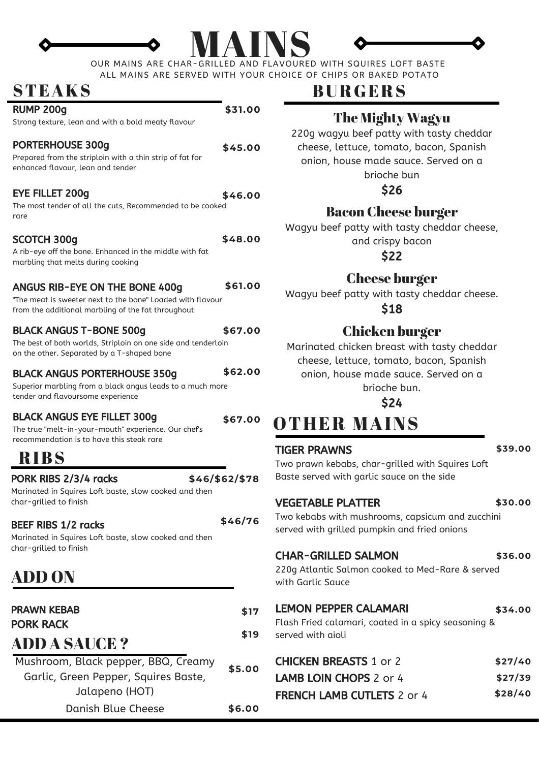# MAINS

OUR MAINS ARE CHAR-GRILLED AND FLAVOURED WITH SQUIRES LOFT BASTE
ALL MAINS ARE SERVED WITH YOUR CHOICE OF CHIPS OR BAKED POTATO

## STEAKS

**RUMP 200g** — **$31.00**
Strong texture, lean and with a bold meaty flavour

**PORTERHOUSE 300g** — **$45.00**
Prepared from the striploin with a thin strip of fat for enhanced flavour, lean and tender

**EYE FILLET 200g** — **$46.00**
The most tender of all the cuts, Recommended to be cooked rare

**SCOTCH 300g** — **$48.00**
A rib-eye off the bone. Enhanced in the middle with fat marbling that melts during cooking

**ANGUS RIB-EYE ON THE BONE 400g** — **$61.00**
"The meat is sweeter next to the bone" Loaded with flavour from the additional marbling of the fat throughout

**BLACK ANGUS T-BONE 500g** — **$67.00**
The best of both worlds, Striploin on one side and tenderloin on the other. Separated by a T-shaped bone

**BLACK ANGUS PORTERHOUSE 350g** — **$62.00**
Superior marbling from a black angus leads to a much more tender and flavoursome experience

**BLACK ANGUS EYE FILLET 300g** — **$67.00**
The true "melt-in-your-mouth" experience. Our chef's recommendation is to have this steak rare

## RIBS

**PORK RIBS 2/3/4 racks** — **$46/$62/$78**
Marinated in Squires Loft baste, slow cooked and then char-grilled to finish

**BEEF RIBS 1/2 racks** — **$46/76**
Marinated in Squires Loft baste, slow cooked and then char-grilled to finish

## ADD ON

**PRAWN KEBAB** — **$17**

**PORK RACK** — **$19**

## ADD A SAUCE ?

Mushroom, Black pepper, BBQ, Creamy Garlic, Green Pepper, Squires Baste, Jalapeno (HOT) — **$5.00**

Danish Blue Cheese — **$6.00**

## BURGERS

### The Mighty Wagyu

220g wagyu beef patty with tasty cheddar cheese, lettuce, tomato, bacon, Spanish onion, house made sauce. Served on a brioche bun

**$26**

### Bacon Cheese burger

Wagyu beef patty with tasty cheddar cheese, and crispy bacon

**$22**

### Cheese burger

Wagyu beef patty with tasty cheddar cheese.

**$18**

### Chicken burger

Marinated chicken breast with tasty cheddar cheese, lettuce, tomato, bacon, Spanish onion, house made sauce. Served on a brioche bun.

**$24**

## OTHER MAINS

**TIGER PRAWNS** — **$39.00**
Two prawn kebabs, char-grilled with Squires Loft Baste served with garlic sauce on the side

**VEGETABLE PLATTER** — **$30.00**
Two kebabs with mushrooms, capsicum and zucchini served with grilled pumpkin and fried onions

**CHAR-GRILLED SALMON** — **$36.00**
220g Atlantic Salmon cooked to Med-Rare & served with Garlic Sauce

**LEMON PEPPER CALAMARI** — **$34.00**
Flash Fried calamari, coated in a spicy seasoning & served with aioli

**CHICKEN BREASTS** 1 or 2 — **$27/40**

**LAMB LOIN CHOPS** 2 or 4 — **$27/39**

**FRENCH LAMB CUTLETS** 2 or 4 — **$28/40**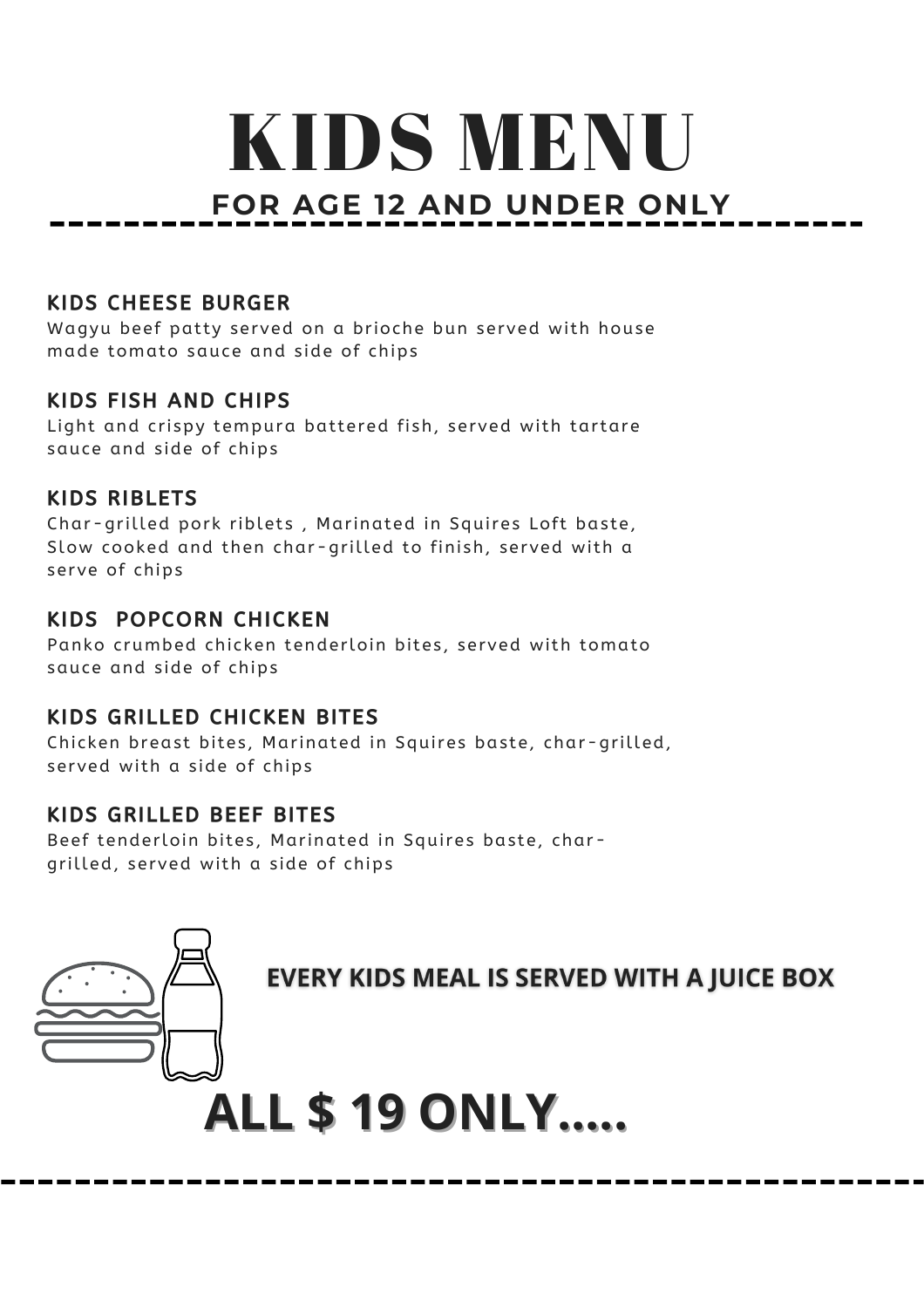# KIDS MENU

## FOR AGE 12 AND UNDER ONLY

### KIDS CHEESE BURGER

Wagyu beef patty served on a brioche bun served with house made tomato sauce and side of chips

### KIDS FISH AND CHIPS

Light and crispy tempura battered fish, served with tartare sauce and side of chips

### KIDS RIBLETS

Char-grilled pork riblets , Marinated in Squires Loft baste, Slow cooked and then char-grilled to finish, served with a serve of chips

### KIDS POPCORN CHICKEN

Panko crumbed chicken tenderloin bites, served with tomato sauce and side of chips

### KIDS GRILLED CHICKEN BITES

Chicken breast bites, Marinated in Squires baste, char-grilled, served with a side of chips

### KIDS GRILLED BEEF BITES

Beef tenderloin bites, Marinated in Squires baste, char-grilled, served with a side of chips

**EVERY KIDS MEAL IS SERVED WITH A JUICE BOX**

# ALL $ 19 ONLY.....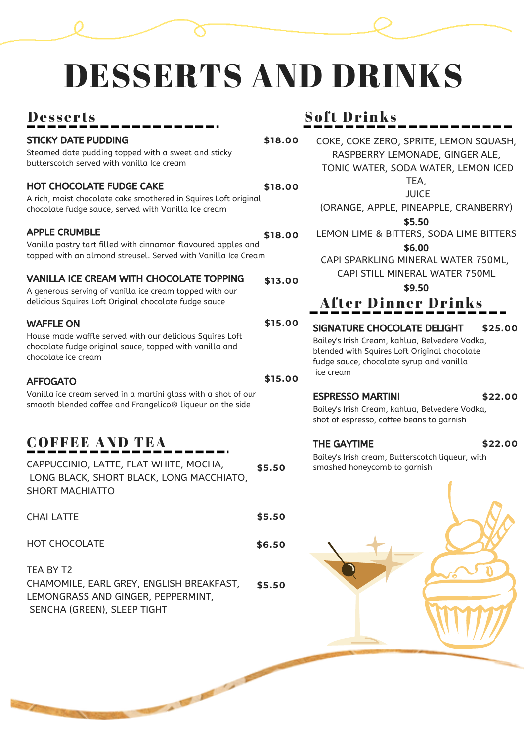# DESSERTS AND DRINKS

## Desserts

**STICKY DATE PUDDING** — **$18.00**
Steamed date pudding topped with a sweet and sticky butterscotch served with vanilla Ice cream

**HOT CHOCOLATE FUDGE CAKE** — **$18.00**
A rich, moist chocolate cake smothered in Squires Loft original chocolate fudge sauce, served with Vanilla Ice cream

**APPLE CRUMBLE** — **$18.00**
Vanilla pastry tart filled with cinnamon flavoured apples and topped with an almond streusel. Served with Vanilla Ice Cream

**VANILLA ICE CREAM WITH CHOCOLATE TOPPING** — **$13.00**
A generous serving of vanilla ice cream topped with our delicious Squires Loft Original chocolate fudge sauce

**WAFFLE ON** — **$15.00**
House made waffle served with our delicious Squires Loft chocolate fudge original sauce, topped with vanilla and chocolate ice cream

**AFFOGATO** — **$15.00**
Vanilla ice cream served in a martini glass with a shot of our smooth blended coffee and Frangelico® liqueur on the side

## COFFEE AND TEA

CAPPUCCINIO, LATTE, FLAT WHITE, MOCHA, LONG BLACK, SHORT BLACK, LONG MACCHIATO, SHORT MACHIATTO — **$5.50**

CHAI LATTE — **$5.50**

HOT CHOCOLATE — **$6.50**

TEA BY T2
CHAMOMILE, EARL GREY, ENGLISH BREAKFAST, LEMONGRASS AND GINGER, PEPPERMINT, SENCHA (GREEN), SLEEP TIGHT — **$5.50**

## Soft Drinks

COKE, COKE ZERO, SPRITE, LEMON SQUASH, RASPBERRY LEMONADE, GINGER ALE, TONIC WATER, SODA WATER, LEMON ICED TEA,
JUICE
(ORANGE, APPLE, PINEAPPLE, CRANBERRY)
**$5.50**

LEMON LIME & BITTERS, SODA LIME BITTERS
**$6.00**

CAPI SPARKLING MINERAL WATER 750ML, CAPI STILL MINERAL WATER 750ML
**$9.50**

## After Dinner Drinks

**SIGNATURE CHOCOLATE DELIGHT** — **$25.00**
Bailey's Irish Cream, kahlua, Belvedere Vodka, blended with Squires Loft Original chocolate fudge sauce, chocolate syrup and vanilla ice cream

**ESPRESSO MARTINI** — **$22.00**
Bailey's Irish Cream, kahlua, Belvedere Vodka, shot of espresso, coffee beans to garnish

**THE GAYTIME** — **$22.00**
Bailey's Irish cream, Butterscotch liqueur, with smashed honeycomb to garnish